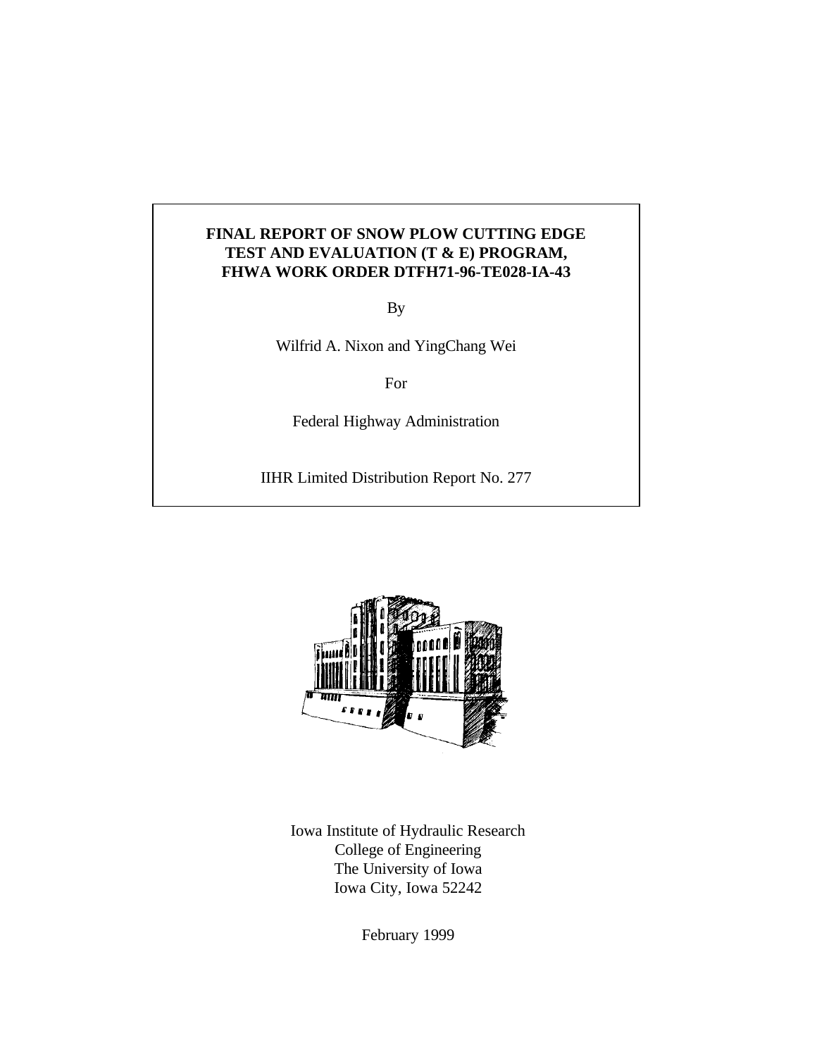# FINAL REPORT OF SNOW PLOW CUTTING EDGE TEST AND EVALUATION (T & E) PROGRAM, FHWA WORK ORDER DTFH71-96-TE028-IA-43

By

Wilfrid A. Nixon and YingChang Wei

For

Federal Highway Administration

IIHR Limited Distribution Report No. 277

Iowa Institute of Hydraulic Research
College of Engineering
The University of Iowa
Iowa City, Iowa 52242

February 1999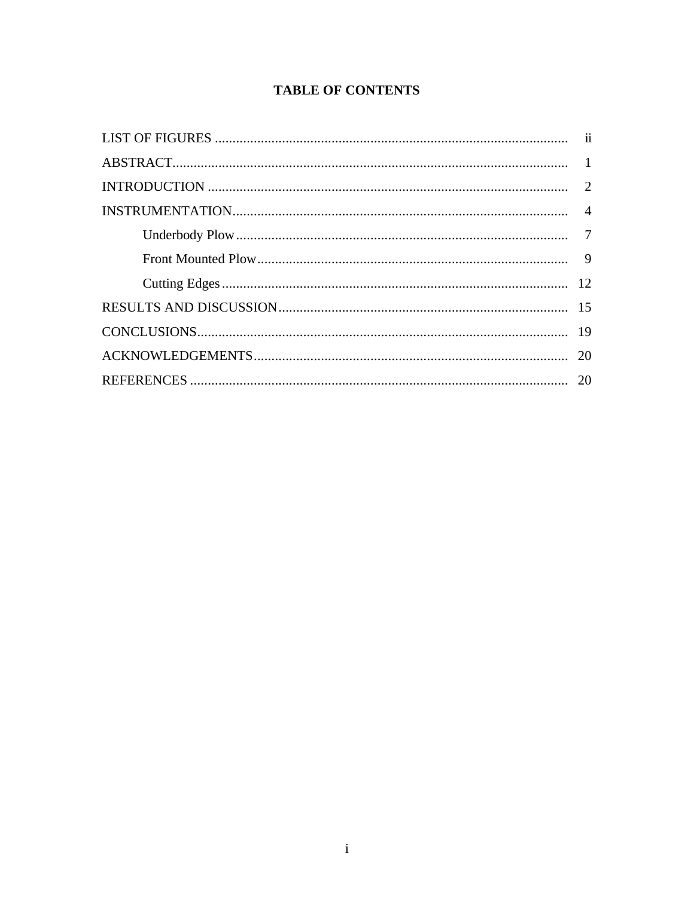# TABLE OF CONTENTS

| | |
|---|---|
| LIST OF FIGURES | ii |
| ABSTRACT | 1 |
| INTRODUCTION | 2 |
| INSTRUMENTATION | 4 |
| Underbody Plow | 7 |
| Front Mounted Plow | 9 |
| Cutting Edges | 12 |
| RESULTS AND DISCUSSION | 15 |
| CONCLUSIONS | 19 |
| ACKNOWLEDGEMENTS | 20 |
| REFERENCES | 20 |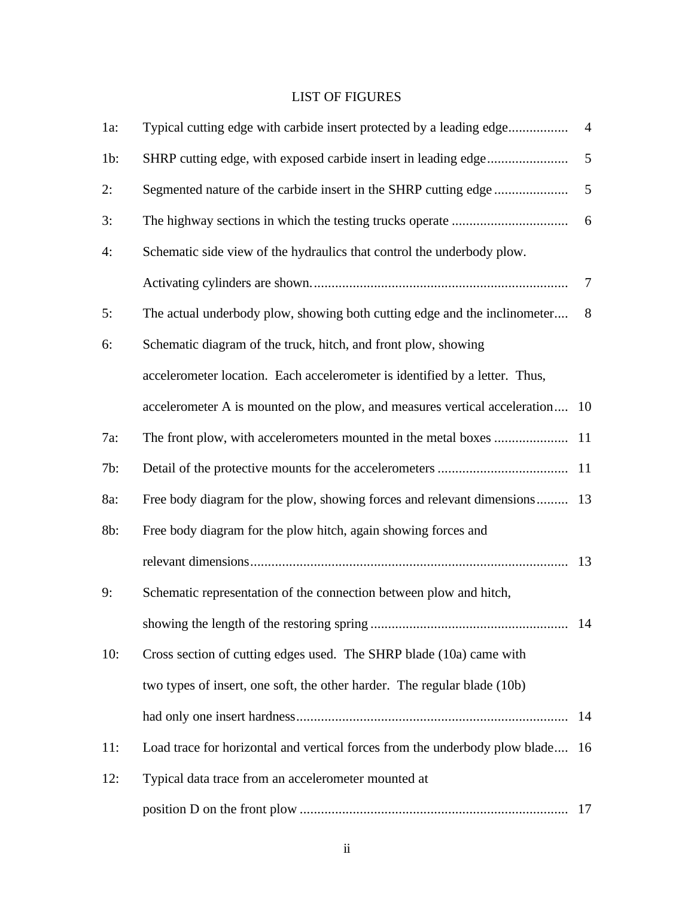# LIST OF FIGURES

| | | |
|---|---|---|
| 1a: | Typical cutting edge with carbide insert protected by a leading edge | 4 |
| 1b: | SHRP cutting edge, with exposed carbide insert in leading edge | 5 |
| 2: | Segmented nature of the carbide insert in the SHRP cutting edge | 5 |
| 3: | The highway sections in which the testing trucks operate | 6 |
| 4: | Schematic side view of the hydraulics that control the underbody plow. Activating cylinders are shown. | 7 |
| 5: | The actual underbody plow, showing both cutting edge and the inclinometer | 8 |
| 6: | Schematic diagram of the truck, hitch, and front plow, showing accelerometer location. Each accelerometer is identified by a letter. Thus, accelerometer A is mounted on the plow, and measures vertical acceleration | 10 |
| 7a: | The front plow, with accelerometers mounted in the metal boxes | 11 |
| 7b: | Detail of the protective mounts for the accelerometers | 11 |
| 8a: | Free body diagram for the plow, showing forces and relevant dimensions | 13 |
| 8b: | Free body diagram for the plow hitch, again showing forces and relevant dimensions | 13 |
| 9: | Schematic representation of the connection between plow and hitch, showing the length of the restoring spring | 14 |
| 10: | Cross section of cutting edges used. The SHRP blade (10a) came with two types of insert, one soft, the other harder. The regular blade (10b) had only one insert hardness | 14 |
| 11: | Load trace for horizontal and vertical forces from the underbody plow blade | 16 |
| 12: | Typical data trace from an accelerometer mounted at position D on the front plow | 17 |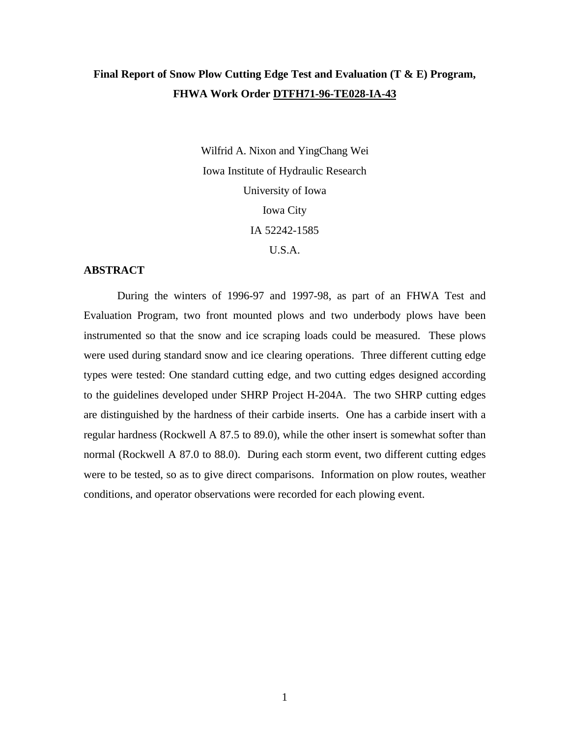# Final Report of Snow Plow Cutting Edge Test and Evaluation (T & E) Program, FHWA Work Order DTFH71-96-TE028-IA-43

Wilfrid A. Nixon and YingChang Wei
Iowa Institute of Hydraulic Research
University of Iowa
Iowa City
IA 52242-1585
U.S.A.

## ABSTRACT

During the winters of 1996-97 and 1997-98, as part of an FHWA Test and Evaluation Program, two front mounted plows and two underbody plows have been instrumented so that the snow and ice scraping loads could be measured. These plows were used during standard snow and ice clearing operations. Three different cutting edge types were tested: One standard cutting edge, and two cutting edges designed according to the guidelines developed under SHRP Project H-204A. The two SHRP cutting edges are distinguished by the hardness of their carbide inserts. One has a carbide insert with a regular hardness (Rockwell A 87.5 to 89.0), while the other insert is somewhat softer than normal (Rockwell A 87.0 to 88.0). During each storm event, two different cutting edges were to be tested, so as to give direct comparisons. Information on plow routes, weather conditions, and operator observations were recorded for each plowing event.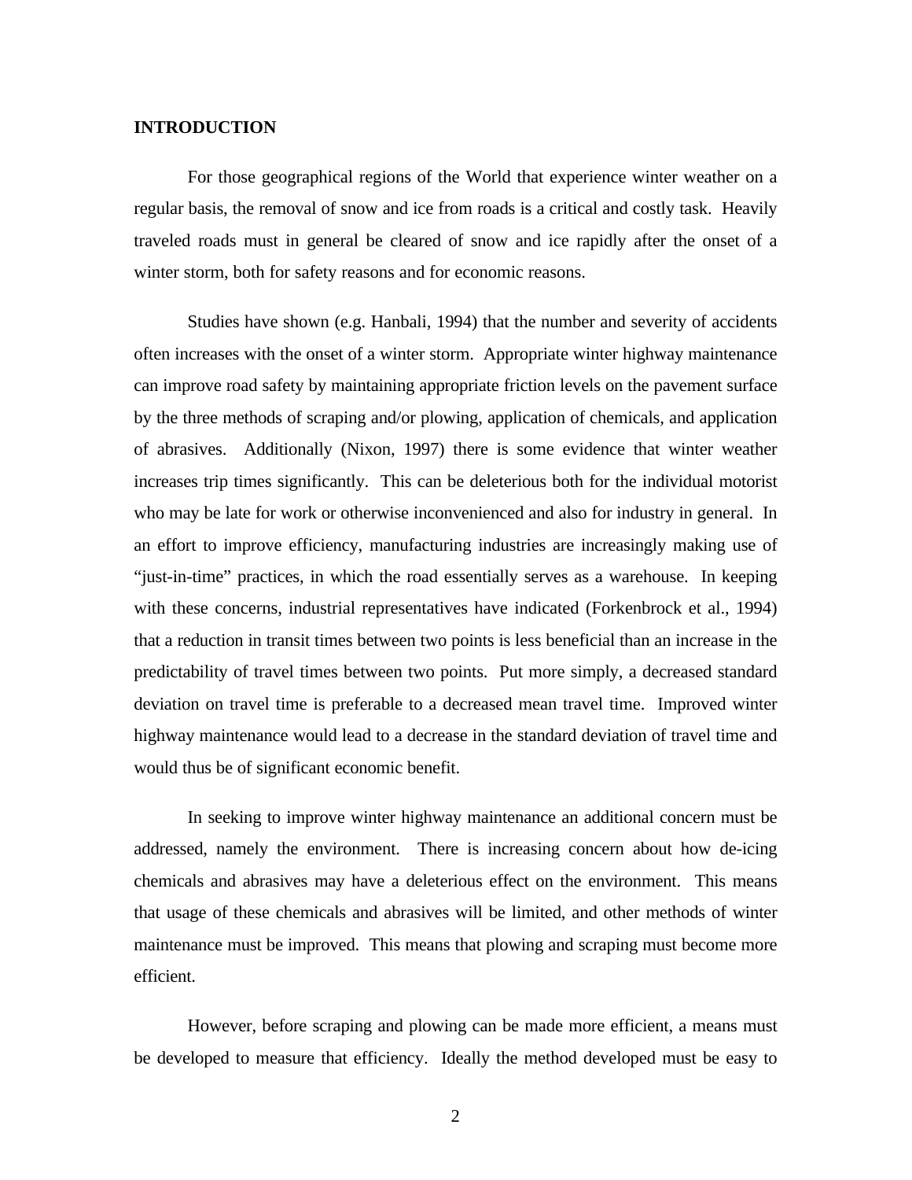## INTRODUCTION

For those geographical regions of the World that experience winter weather on a regular basis, the removal of snow and ice from roads is a critical and costly task. Heavily traveled roads must in general be cleared of snow and ice rapidly after the onset of a winter storm, both for safety reasons and for economic reasons.

Studies have shown (e.g. Hanbali, 1994) that the number and severity of accidents often increases with the onset of a winter storm. Appropriate winter highway maintenance can improve road safety by maintaining appropriate friction levels on the pavement surface by the three methods of scraping and/or plowing, application of chemicals, and application of abrasives. Additionally (Nixon, 1997) there is some evidence that winter weather increases trip times significantly. This can be deleterious both for the individual motorist who may be late for work or otherwise inconvenienced and also for industry in general. In an effort to improve efficiency, manufacturing industries are increasingly making use of "just-in-time" practices, in which the road essentially serves as a warehouse. In keeping with these concerns, industrial representatives have indicated (Forkenbrock et al., 1994) that a reduction in transit times between two points is less beneficial than an increase in the predictability of travel times between two points. Put more simply, a decreased standard deviation on travel time is preferable to a decreased mean travel time. Improved winter highway maintenance would lead to a decrease in the standard deviation of travel time and would thus be of significant economic benefit.

In seeking to improve winter highway maintenance an additional concern must be addressed, namely the environment. There is increasing concern about how de-icing chemicals and abrasives may have a deleterious effect on the environment. This means that usage of these chemicals and abrasives will be limited, and other methods of winter maintenance must be improved. This means that plowing and scraping must become more efficient.

However, before scraping and plowing can be made more efficient, a means must be developed to measure that efficiency. Ideally the method developed must be easy to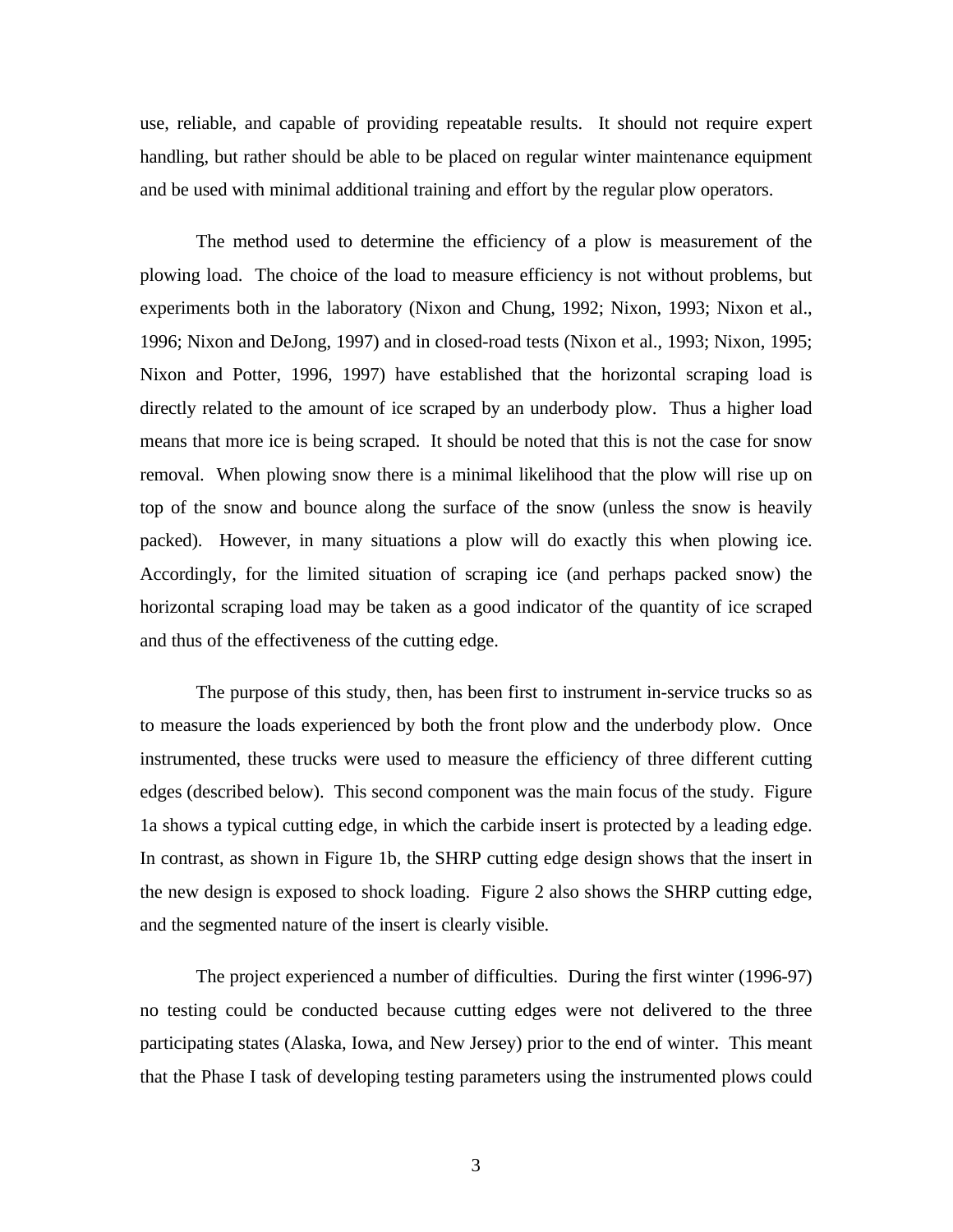use, reliable, and capable of providing repeatable results. It should not require expert handling, but rather should be able to be placed on regular winter maintenance equipment and be used with minimal additional training and effort by the regular plow operators.

The method used to determine the efficiency of a plow is measurement of the plowing load. The choice of the load to measure efficiency is not without problems, but experiments both in the laboratory (Nixon and Chung, 1992; Nixon, 1993; Nixon et al., 1996; Nixon and DeJong, 1997) and in closed-road tests (Nixon et al., 1993; Nixon, 1995; Nixon and Potter, 1996, 1997) have established that the horizontal scraping load is directly related to the amount of ice scraped by an underbody plow. Thus a higher load means that more ice is being scraped. It should be noted that this is not the case for snow removal. When plowing snow there is a minimal likelihood that the plow will rise up on top of the snow and bounce along the surface of the snow (unless the snow is heavily packed). However, in many situations a plow will do exactly this when plowing ice. Accordingly, for the limited situation of scraping ice (and perhaps packed snow) the horizontal scraping load may be taken as a good indicator of the quantity of ice scraped and thus of the effectiveness of the cutting edge.

The purpose of this study, then, has been first to instrument in-service trucks so as to measure the loads experienced by both the front plow and the underbody plow. Once instrumented, these trucks were used to measure the efficiency of three different cutting edges (described below). This second component was the main focus of the study. Figure 1a shows a typical cutting edge, in which the carbide insert is protected by a leading edge. In contrast, as shown in Figure 1b, the SHRP cutting edge design shows that the insert in the new design is exposed to shock loading. Figure 2 also shows the SHRP cutting edge, and the segmented nature of the insert is clearly visible.

The project experienced a number of difficulties. During the first winter (1996-97) no testing could be conducted because cutting edges were not delivered to the three participating states (Alaska, Iowa, and New Jersey) prior to the end of winter. This meant that the Phase I task of developing testing parameters using the instrumented plows could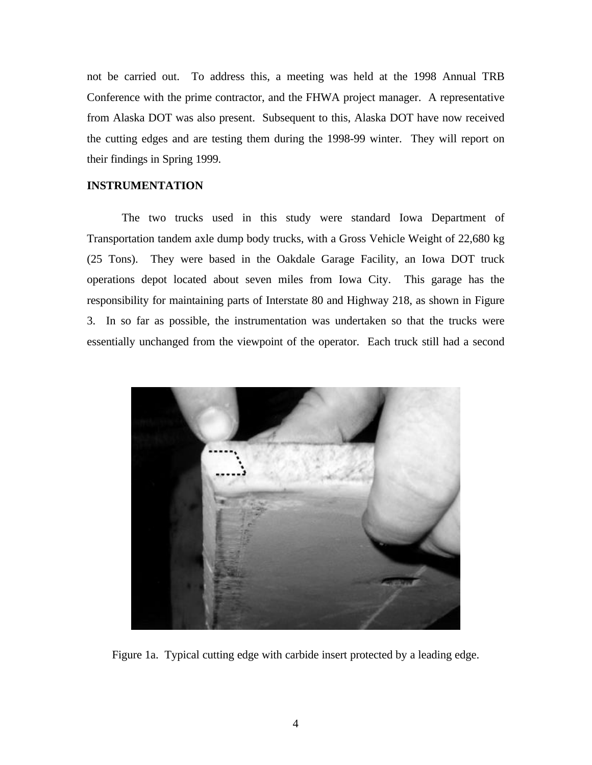not be carried out. To address this, a meeting was held at the 1998 Annual TRB Conference with the prime contractor, and the FHWA project manager. A representative from Alaska DOT was also present. Subsequent to this, Alaska DOT have now received the cutting edges and are testing them during the 1998-99 winter. They will report on their findings in Spring 1999.

**INSTRUMENTATION**

The two trucks used in this study were standard Iowa Department of Transportation tandem axle dump body trucks, with a Gross Vehicle Weight of 22,680 kg (25 Tons). They were based in the Oakdale Garage Facility, an Iowa DOT truck operations depot located about seven miles from Iowa City. This garage has the responsibility for maintaining parts of Interstate 80 and Highway 218, as shown in Figure 3. In so far as possible, the instrumentation was undertaken so that the trucks were essentially unchanged from the viewpoint of the operator. Each truck still had a second

Figure 1a. Typical cutting edge with carbide insert protected by a leading edge.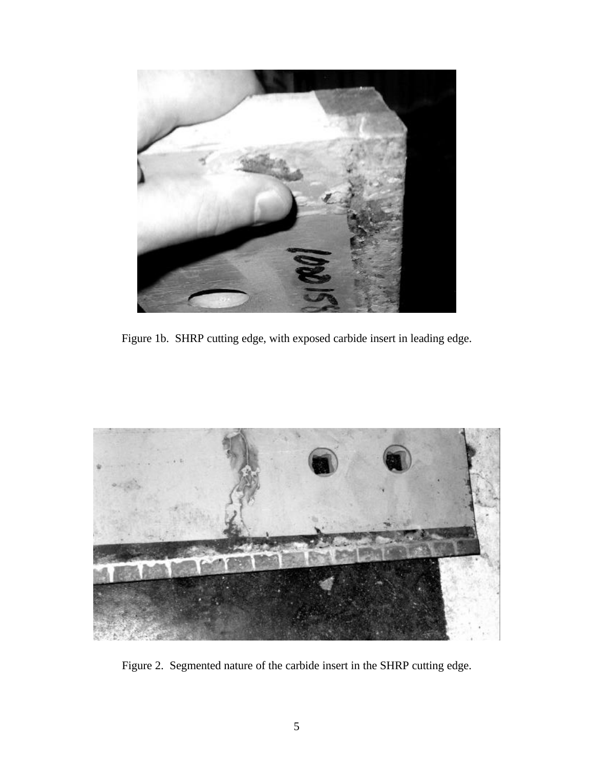Figure 1b. SHRP cutting edge, with exposed carbide insert in leading edge.

Figure 2. Segmented nature of the carbide insert in the SHRP cutting edge.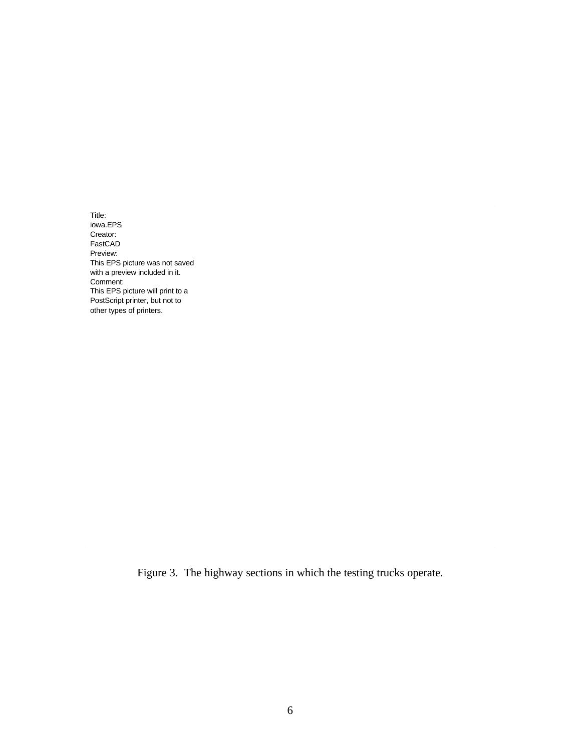Title:
iowa.EPS
Creator:
FastCAD
Preview:
This EPS picture was not saved
with a preview included in it.
Comment:
This EPS picture will print to a
PostScript printer, but not to
other types of printers.

Figure 3. The highway sections in which the testing trucks operate.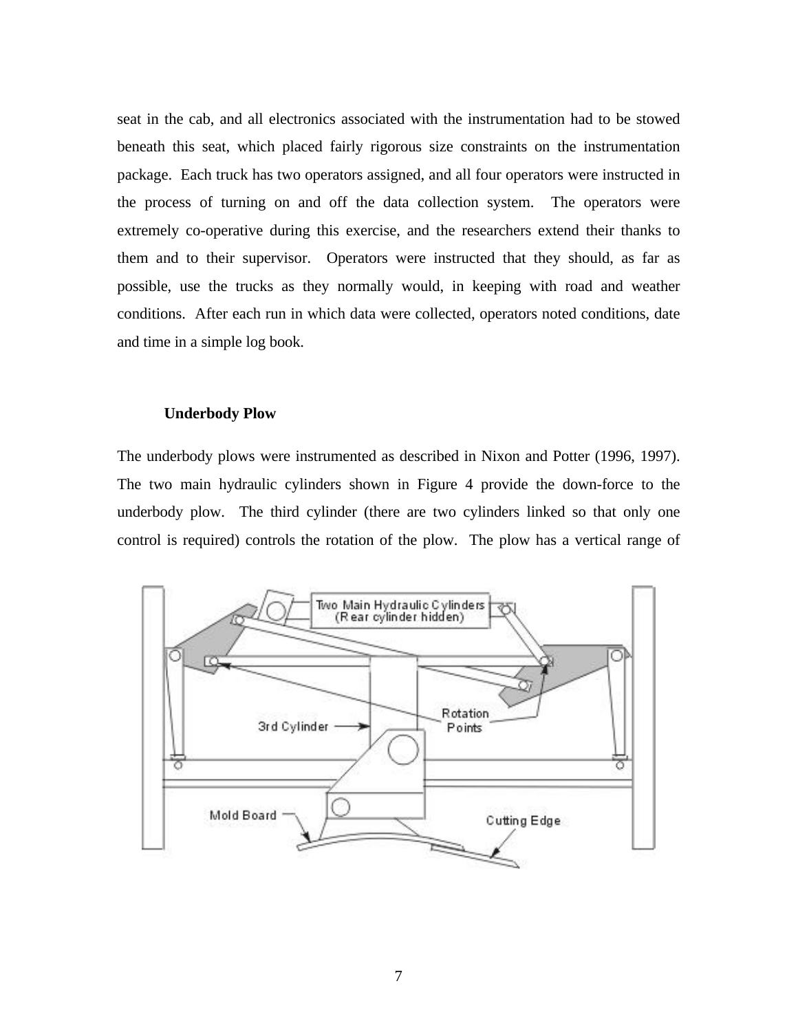seat in the cab, and all electronics associated with the instrumentation had to be stowed beneath this seat, which placed fairly rigorous size constraints on the instrumentation package. Each truck has two operators assigned, and all four operators were instructed in the process of turning on and off the data collection system. The operators were extremely co-operative during this exercise, and the researchers extend their thanks to them and to their supervisor. Operators were instructed that they should, as far as possible, use the trucks as they normally would, in keeping with road and weather conditions. After each run in which data were collected, operators noted conditions, date and time in a simple log book.

### Underbody Plow

The underbody plows were instrumented as described in Nixon and Potter (1996, 1997). The two main hydraulic cylinders shown in Figure 4 provide the down-force to the underbody plow. The third cylinder (there are two cylinders linked so that only one control is required) controls the rotation of the plow. The plow has a vertical range of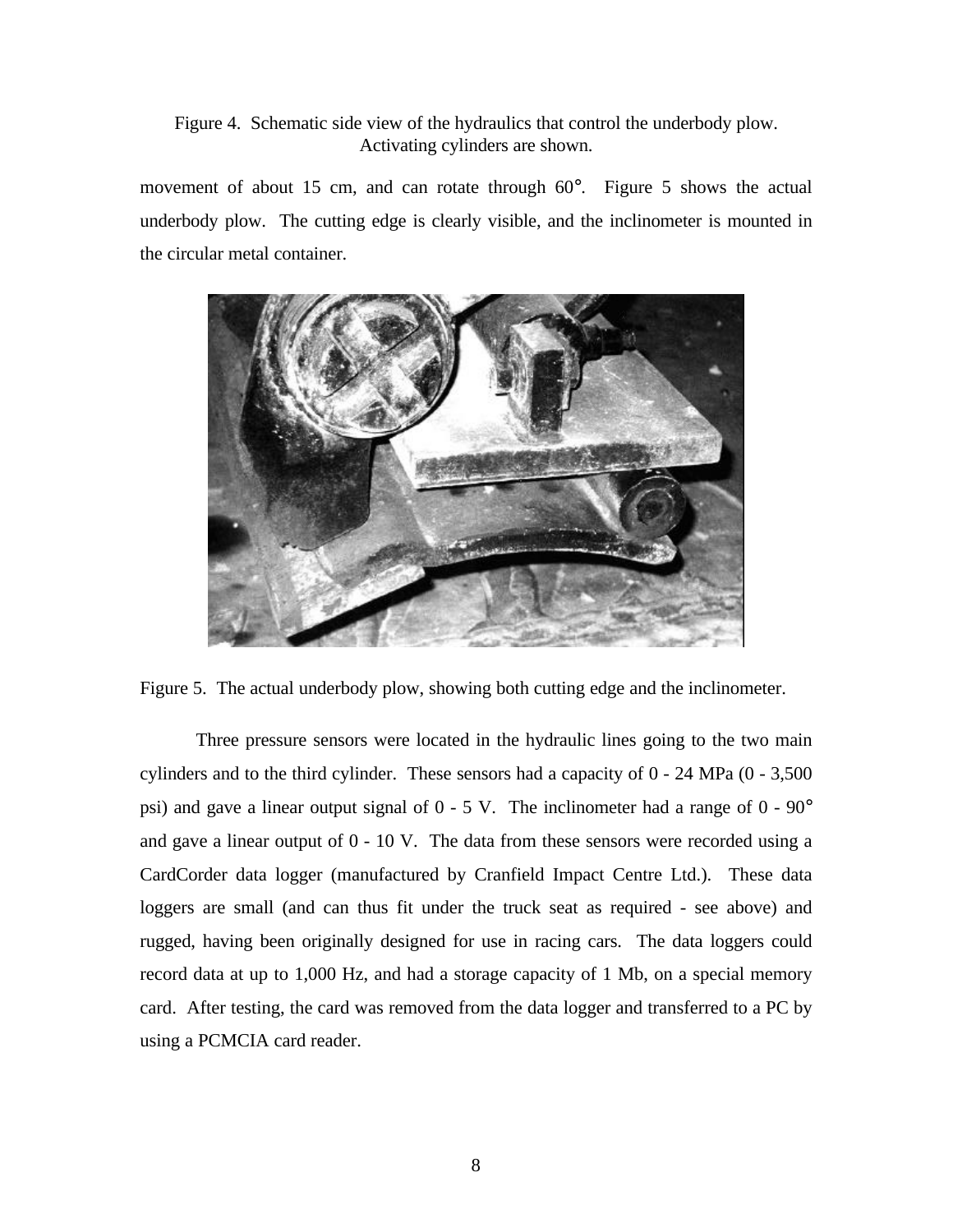Figure 4. Schematic side view of the hydraulics that control the underbody plow. Activating cylinders are shown.

movement of about 15 cm, and can rotate through 60°. Figure 5 shows the actual underbody plow. The cutting edge is clearly visible, and the inclinometer is mounted in the circular metal container.

Figure 5. The actual underbody plow, showing both cutting edge and the inclinometer.

Three pressure sensors were located in the hydraulic lines going to the two main cylinders and to the third cylinder. These sensors had a capacity of 0 - 24 MPa (0 - 3,500 psi) and gave a linear output signal of 0 - 5 V. The inclinometer had a range of 0 - 90° and gave a linear output of 0 - 10 V. The data from these sensors were recorded using a CardCorder data logger (manufactured by Cranfield Impact Centre Ltd.). These data loggers are small (and can thus fit under the truck seat as required - see above) and rugged, having been originally designed for use in racing cars. The data loggers could record data at up to 1,000 Hz, and had a storage capacity of 1 Mb, on a special memory card. After testing, the card was removed from the data logger and transferred to a PC by using a PCMCIA card reader.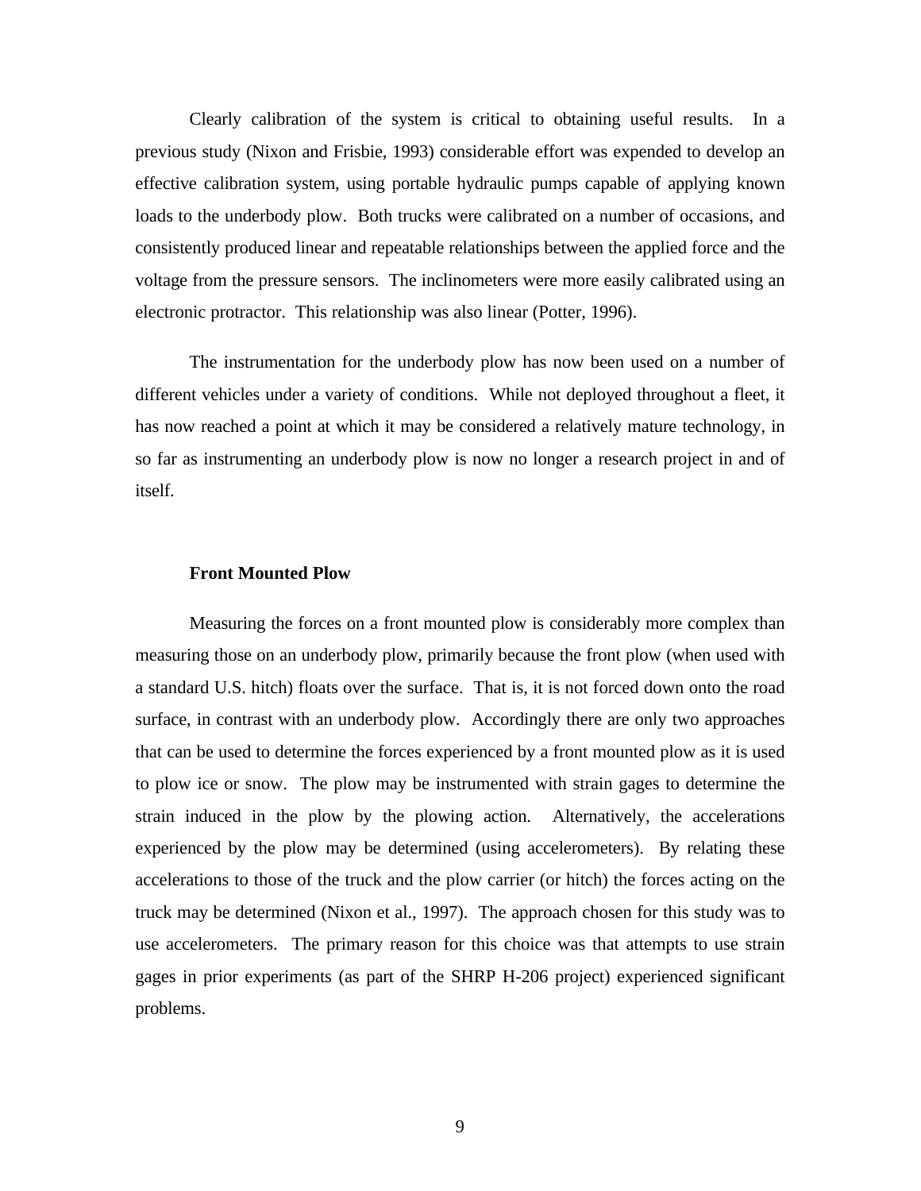Clearly calibration of the system is critical to obtaining useful results. In a previous study (Nixon and Frisbie, 1993) considerable effort was expended to develop an effective calibration system, using portable hydraulic pumps capable of applying known loads to the underbody plow. Both trucks were calibrated on a number of occasions, and consistently produced linear and repeatable relationships between the applied force and the voltage from the pressure sensors. The inclinometers were more easily calibrated using an electronic protractor. This relationship was also linear (Potter, 1996).

The instrumentation for the underbody plow has now been used on a number of different vehicles under a variety of conditions. While not deployed throughout a fleet, it has now reached a point at which it may be considered a relatively mature technology, in so far as instrumenting an underbody plow is now no longer a research project in and of itself.

### Front Mounted Plow

Measuring the forces on a front mounted plow is considerably more complex than measuring those on an underbody plow, primarily because the front plow (when used with a standard U.S. hitch) floats over the surface. That is, it is not forced down onto the road surface, in contrast with an underbody plow. Accordingly there are only two approaches that can be used to determine the forces experienced by a front mounted plow as it is used to plow ice or snow. The plow may be instrumented with strain gages to determine the strain induced in the plow by the plowing action. Alternatively, the accelerations experienced by the plow may be determined (using accelerometers). By relating these accelerations to those of the truck and the plow carrier (or hitch) the forces acting on the truck may be determined (Nixon et al., 1997). The approach chosen for this study was to use accelerometers. The primary reason for this choice was that attempts to use strain gages in prior experiments (as part of the SHRP H-206 project) experienced significant problems.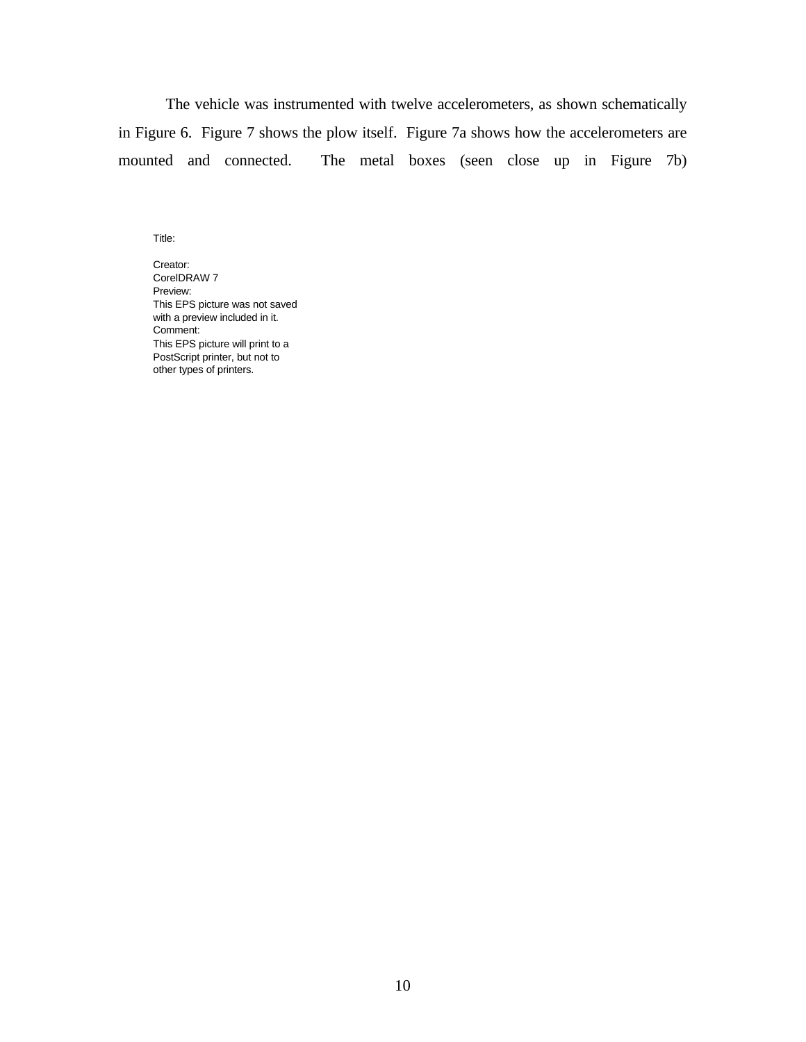The vehicle was instrumented with twelve accelerometers, as shown schematically in Figure 6. Figure 7 shows the plow itself. Figure 7a shows how the accelerometers are mounted and connected. The metal boxes (seen close up in Figure 7b)

Title:

Creator:
CorelDRAW 7
Preview:
This EPS picture was not saved with a preview included in it.
Comment:
This EPS picture will print to a PostScript printer, but not to other types of printers.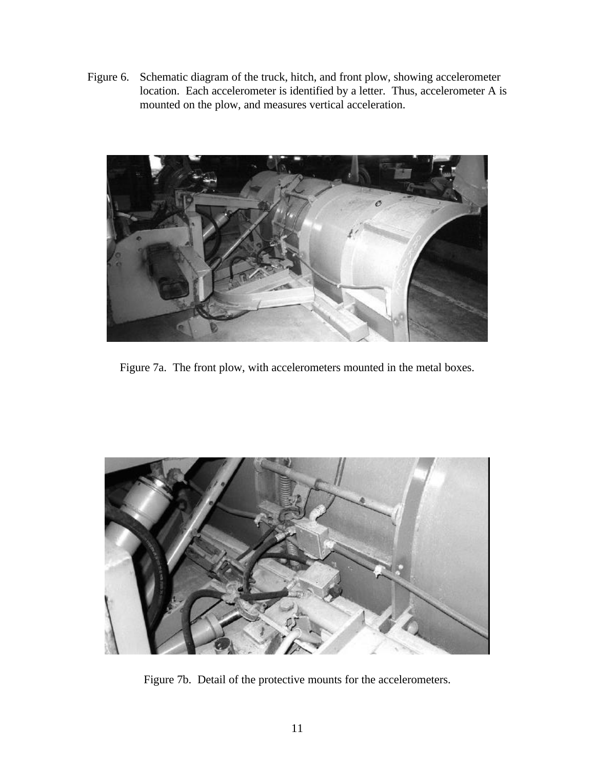Figure 6. Schematic diagram of the truck, hitch, and front plow, showing accelerometer location. Each accelerometer is identified by a letter. Thus, accelerometer A is mounted on the plow, and measures vertical acceleration.

Figure 7a. The front plow, with accelerometers mounted in the metal boxes.

Figure 7b. Detail of the protective mounts for the accelerometers.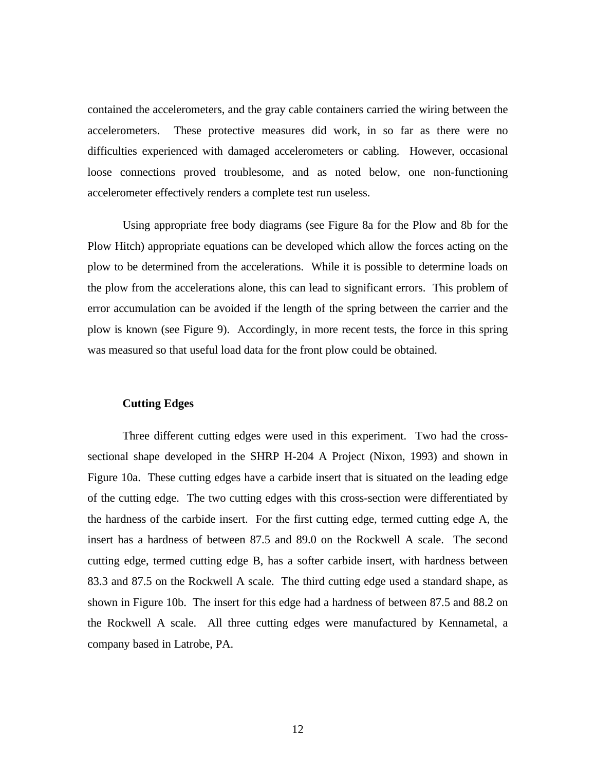contained the accelerometers, and the gray cable containers carried the wiring between the accelerometers. These protective measures did work, in so far as there were no difficulties experienced with damaged accelerometers or cabling. However, occasional loose connections proved troublesome, and as noted below, one non-functioning accelerometer effectively renders a complete test run useless.

Using appropriate free body diagrams (see Figure 8a for the Plow and 8b for the Plow Hitch) appropriate equations can be developed which allow the forces acting on the plow to be determined from the accelerations. While it is possible to determine loads on the plow from the accelerations alone, this can lead to significant errors. This problem of error accumulation can be avoided if the length of the spring between the carrier and the plow is known (see Figure 9). Accordingly, in more recent tests, the force in this spring was measured so that useful load data for the front plow could be obtained.

### Cutting Edges

Three different cutting edges were used in this experiment. Two had the cross-sectional shape developed in the SHRP H-204 A Project (Nixon, 1993) and shown in Figure 10a. These cutting edges have a carbide insert that is situated on the leading edge of the cutting edge. The two cutting edges with this cross-section were differentiated by the hardness of the carbide insert. For the first cutting edge, termed cutting edge A, the insert has a hardness of between 87.5 and 89.0 on the Rockwell A scale. The second cutting edge, termed cutting edge B, has a softer carbide insert, with hardness between 83.3 and 87.5 on the Rockwell A scale. The third cutting edge used a standard shape, as shown in Figure 10b. The insert for this edge had a hardness of between 87.5 and 88.2 on the Rockwell A scale. All three cutting edges were manufactured by Kennametal, a company based in Latrobe, PA.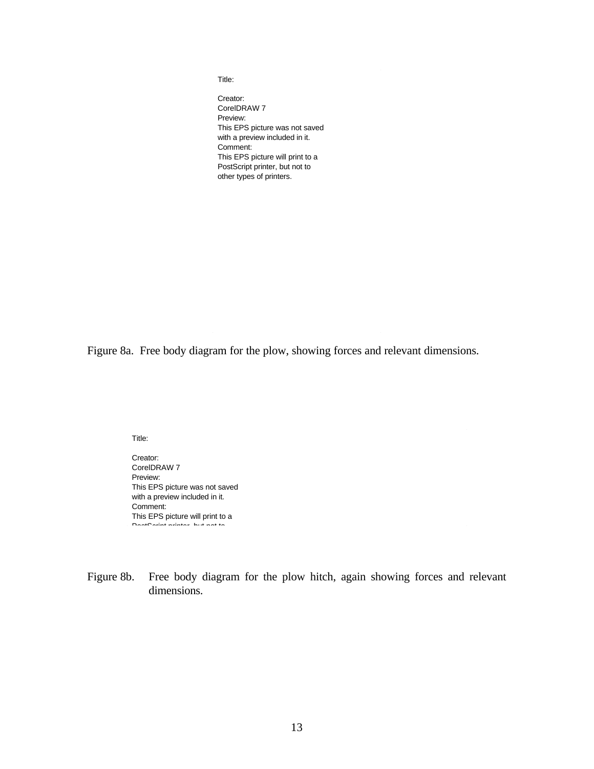Title:

Creator:
CorelDRAW 7
Preview:
This EPS picture was not saved
with a preview included in it.
Comment:
This EPS picture will print to a
PostScript printer, but not to
other types of printers.

Figure 8a. Free body diagram for the plow, showing forces and relevant dimensions.

Title:

Creator:
CorelDRAW 7
Preview:
This EPS picture was not saved
with a preview included in it.
Comment:
This EPS picture will print to a
PostScript printer, but not to

Figure 8b. Free body diagram for the plow hitch, again showing forces and relevant dimensions.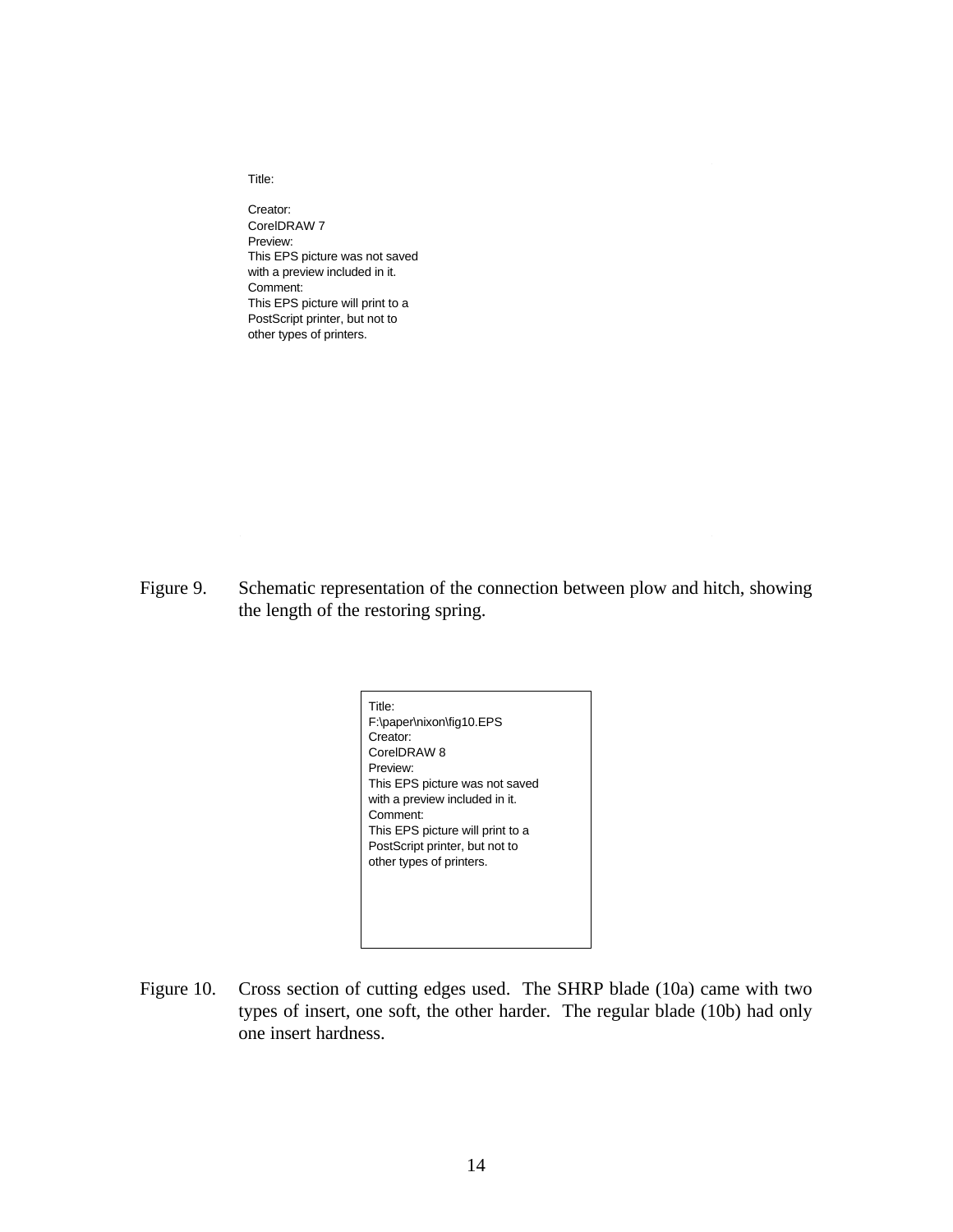Title:

Creator:
CorelDRAW 7
Preview:
This EPS picture was not saved
with a preview included in it.
Comment:
This EPS picture will print to a
PostScript printer, but not to
other types of printers.

Figure 9. Schematic representation of the connection between plow and hitch, showing the length of the restoring spring.

Title:
F:\paper\nixon\fig10.EPS
Creator:
CorelDRAW 8
Preview:
This EPS picture was not saved
with a preview included in it.
Comment:
This EPS picture will print to a
PostScript printer, but not to
other types of printers.

Figure 10. Cross section of cutting edges used. The SHRP blade (10a) came with two types of insert, one soft, the other harder. The regular blade (10b) had only one insert hardness.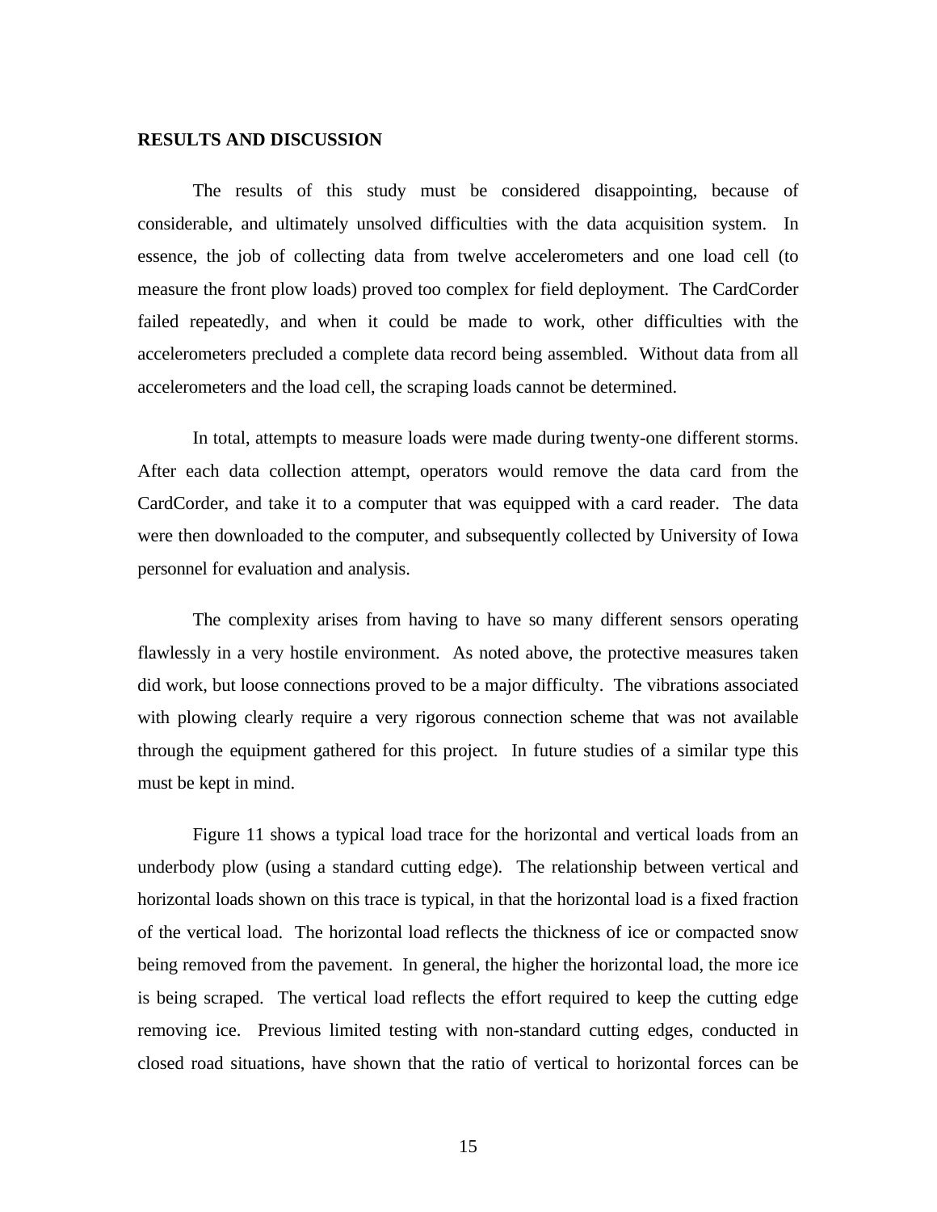## RESULTS AND DISCUSSION

The results of this study must be considered disappointing, because of considerable, and ultimately unsolved difficulties with the data acquisition system. In essence, the job of collecting data from twelve accelerometers and one load cell (to measure the front plow loads) proved too complex for field deployment. The CardCorder failed repeatedly, and when it could be made to work, other difficulties with the accelerometers precluded a complete data record being assembled. Without data from all accelerometers and the load cell, the scraping loads cannot be determined.

In total, attempts to measure loads were made during twenty-one different storms. After each data collection attempt, operators would remove the data card from the CardCorder, and take it to a computer that was equipped with a card reader. The data were then downloaded to the computer, and subsequently collected by University of Iowa personnel for evaluation and analysis.

The complexity arises from having to have so many different sensors operating flawlessly in a very hostile environment. As noted above, the protective measures taken did work, but loose connections proved to be a major difficulty. The vibrations associated with plowing clearly require a very rigorous connection scheme that was not available through the equipment gathered for this project. In future studies of a similar type this must be kept in mind.

Figure 11 shows a typical load trace for the horizontal and vertical loads from an underbody plow (using a standard cutting edge). The relationship between vertical and horizontal loads shown on this trace is typical, in that the horizontal load is a fixed fraction of the vertical load. The horizontal load reflects the thickness of ice or compacted snow being removed from the pavement. In general, the higher the horizontal load, the more ice is being scraped. The vertical load reflects the effort required to keep the cutting edge removing ice. Previous limited testing with non-standard cutting edges, conducted in closed road situations, have shown that the ratio of vertical to horizontal forces can be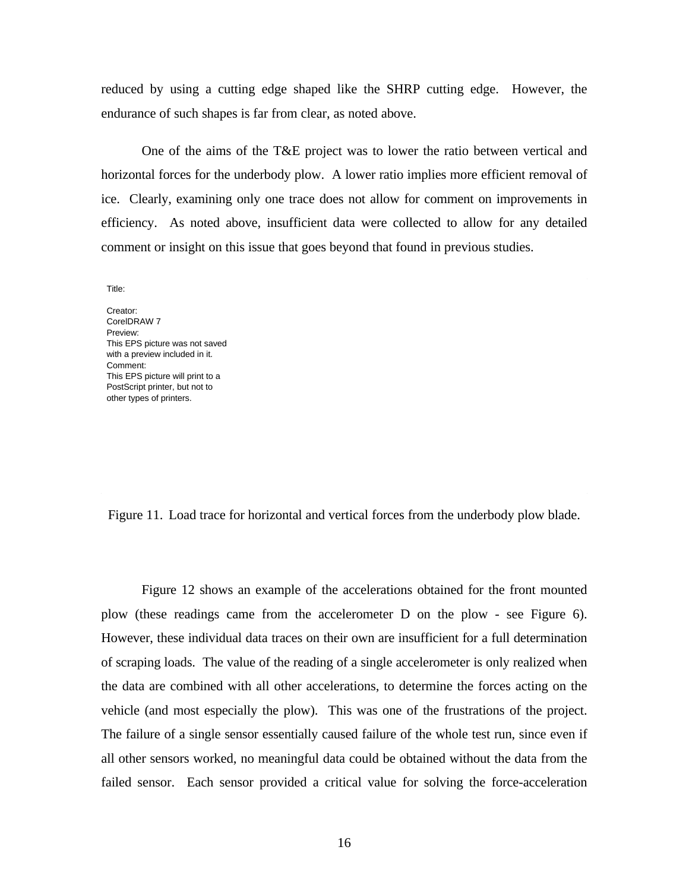reduced by using a cutting edge shaped like the SHRP cutting edge. However, the endurance of such shapes is far from clear, as noted above.

One of the aims of the T&E project was to lower the ratio between vertical and horizontal forces for the underbody plow. A lower ratio implies more efficient removal of ice. Clearly, examining only one trace does not allow for comment on improvements in efficiency. As noted above, insufficient data were collected to allow for any detailed comment or insight on this issue that goes beyond that found in previous studies.

Title:

Creator:
CorelDRAW 7
Preview:
This EPS picture was not saved with a preview included in it.
Comment:
This EPS picture will print to a PostScript printer, but not to other types of printers.

Figure 11. Load trace for horizontal and vertical forces from the underbody plow blade.

Figure 12 shows an example of the accelerations obtained for the front mounted plow (these readings came from the accelerometer D on the plow - see Figure 6). However, these individual data traces on their own are insufficient for a full determination of scraping loads. The value of the reading of a single accelerometer is only realized when the data are combined with all other accelerations, to determine the forces acting on the vehicle (and most especially the plow). This was one of the frustrations of the project. The failure of a single sensor essentially caused failure of the whole test run, since even if all other sensors worked, no meaningful data could be obtained without the data from the failed sensor. Each sensor provided a critical value for solving the force-acceleration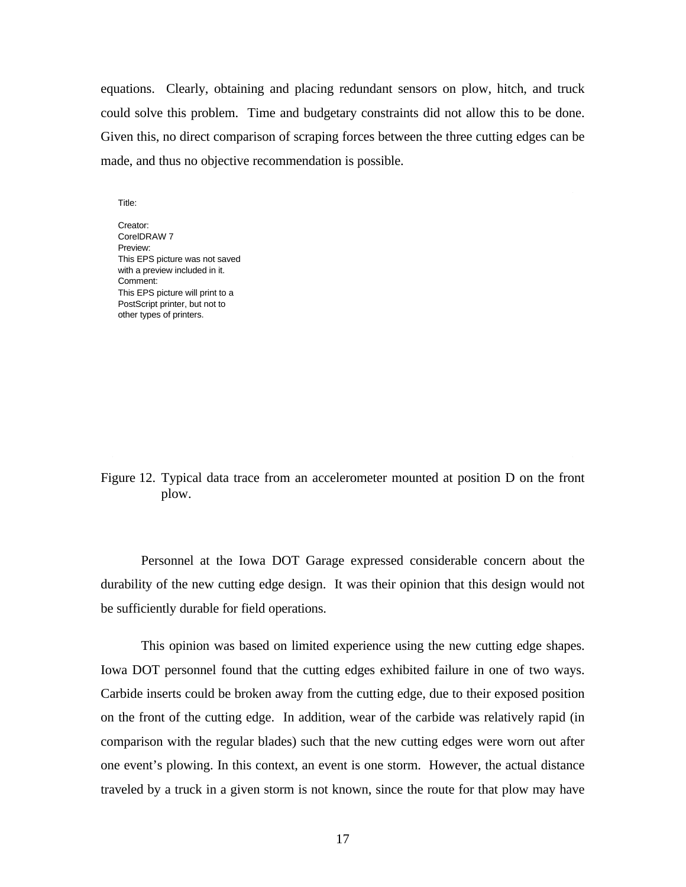equations. Clearly, obtaining and placing redundant sensors on plow, hitch, and truck could solve this problem. Time and budgetary constraints did not allow this to be done. Given this, no direct comparison of scraping forces between the three cutting edges can be made, and thus no objective recommendation is possible.

Title:

Creator:
CorelDRAW 7
Preview:
This EPS picture was not saved
with a preview included in it.
Comment:
This EPS picture will print to a
PostScript printer, but not to
other types of printers.

Figure 12. Typical data trace from an accelerometer mounted at position D on the front plow.

Personnel at the Iowa DOT Garage expressed considerable concern about the durability of the new cutting edge design. It was their opinion that this design would not be sufficiently durable for field operations.

This opinion was based on limited experience using the new cutting edge shapes. Iowa DOT personnel found that the cutting edges exhibited failure in one of two ways. Carbide inserts could be broken away from the cutting edge, due to their exposed position on the front of the cutting edge. In addition, wear of the carbide was relatively rapid (in comparison with the regular blades) such that the new cutting edges were worn out after one event's plowing. In this context, an event is one storm. However, the actual distance traveled by a truck in a given storm is not known, since the route for that plow may have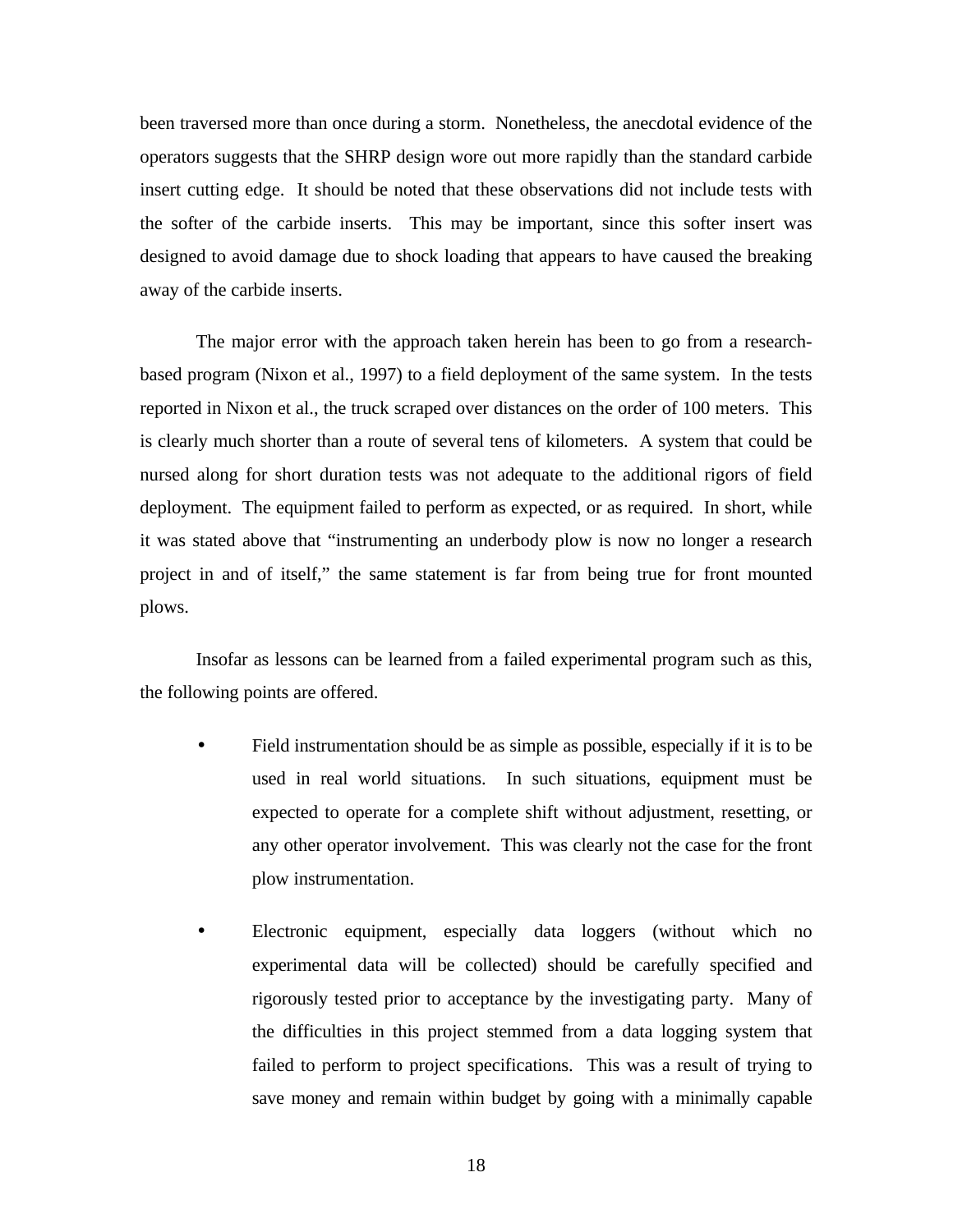been traversed more than once during a storm. Nonetheless, the anecdotal evidence of the operators suggests that the SHRP design wore out more rapidly than the standard carbide insert cutting edge. It should be noted that these observations did not include tests with the softer of the carbide inserts. This may be important, since this softer insert was designed to avoid damage due to shock loading that appears to have caused the breaking away of the carbide inserts.

The major error with the approach taken herein has been to go from a research-based program (Nixon et al., 1997) to a field deployment of the same system. In the tests reported in Nixon et al., the truck scraped over distances on the order of 100 meters. This is clearly much shorter than a route of several tens of kilometers. A system that could be nursed along for short duration tests was not adequate to the additional rigors of field deployment. The equipment failed to perform as expected, or as required. In short, while it was stated above that "instrumenting an underbody plow is now no longer a research project in and of itself," the same statement is far from being true for front mounted plows.

Insofar as lessons can be learned from a failed experimental program such as this, the following points are offered.

- Field instrumentation should be as simple as possible, especially if it is to be used in real world situations. In such situations, equipment must be expected to operate for a complete shift without adjustment, resetting, or any other operator involvement. This was clearly not the case for the front plow instrumentation.

- Electronic equipment, especially data loggers (without which no experimental data will be collected) should be carefully specified and rigorously tested prior to acceptance by the investigating party. Many of the difficulties in this project stemmed from a data logging system that failed to perform to project specifications. This was a result of trying to save money and remain within budget by going with a minimally capable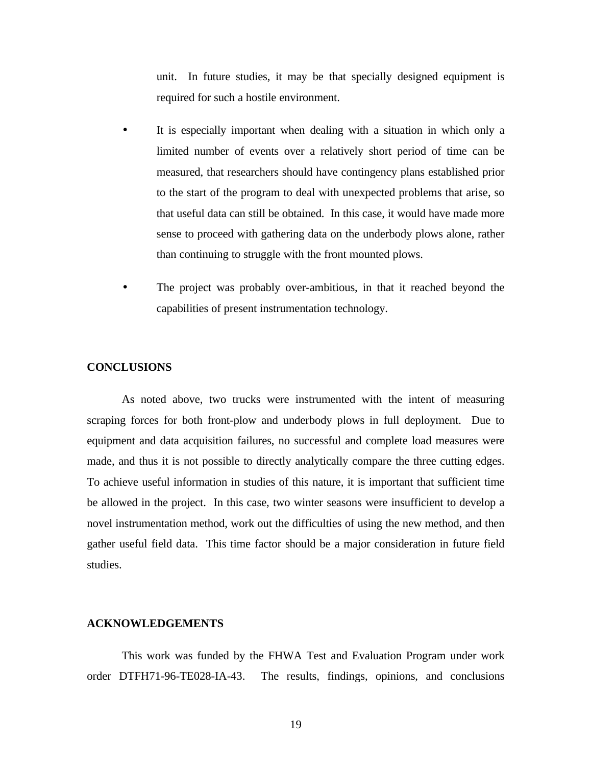unit. In future studies, it may be that specially designed equipment is required for such a hostile environment.

- It is especially important when dealing with a situation in which only a limited number of events over a relatively short period of time can be measured, that researchers should have contingency plans established prior to the start of the program to deal with unexpected problems that arise, so that useful data can still be obtained. In this case, it would have made more sense to proceed with gathering data on the underbody plows alone, rather than continuing to struggle with the front mounted plows.

- The project was probably over-ambitious, in that it reached beyond the capabilities of present instrumentation technology.

## CONCLUSIONS

As noted above, two trucks were instrumented with the intent of measuring scraping forces for both front-plow and underbody plows in full deployment. Due to equipment and data acquisition failures, no successful and complete load measures were made, and thus it is not possible to directly analytically compare the three cutting edges. To achieve useful information in studies of this nature, it is important that sufficient time be allowed in the project. In this case, two winter seasons were insufficient to develop a novel instrumentation method, work out the difficulties of using the new method, and then gather useful field data. This time factor should be a major consideration in future field studies.

## ACKNOWLEDGEMENTS

This work was funded by the FHWA Test and Evaluation Program under work order DTFH71-96-TE028-IA-43. The results, findings, opinions, and conclusions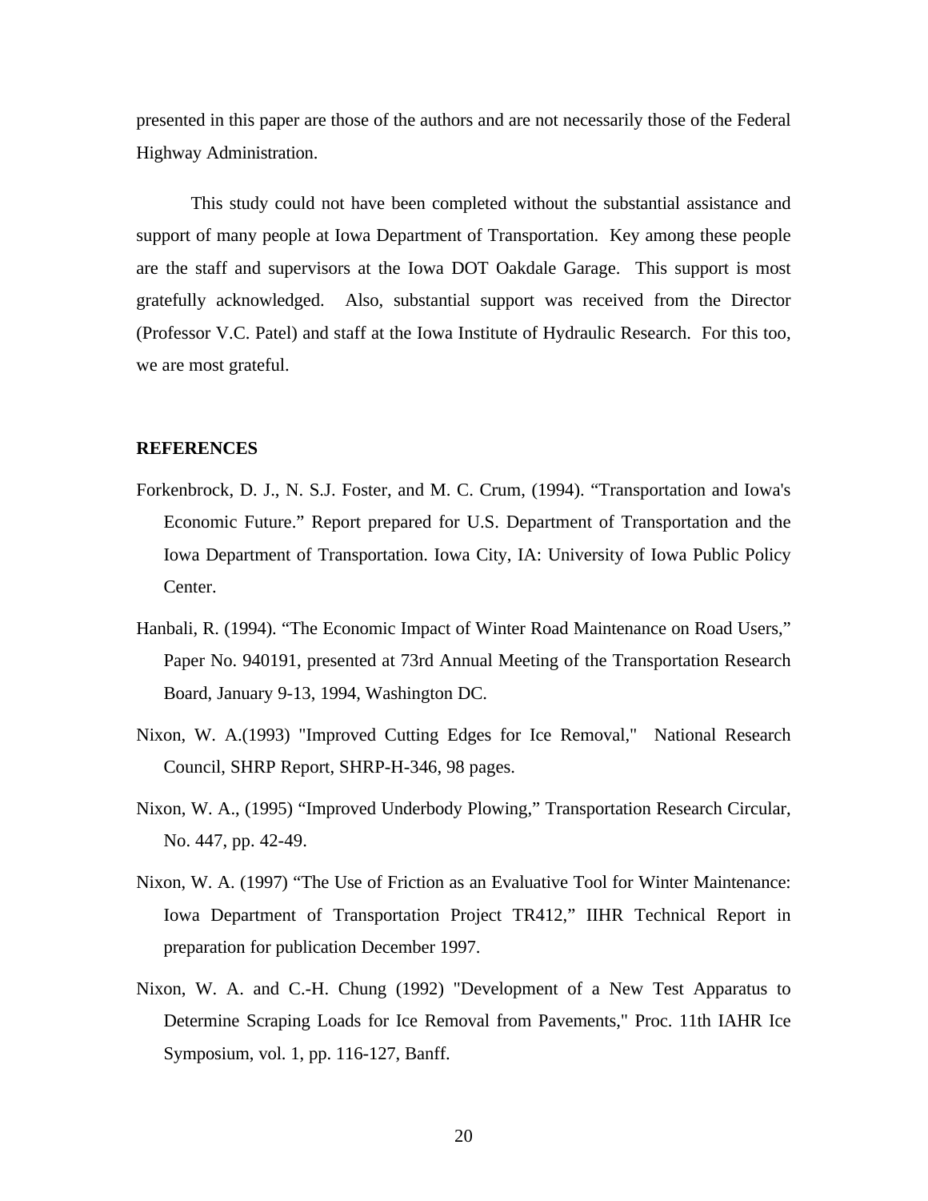presented in this paper are those of the authors and are not necessarily those of the Federal Highway Administration.

This study could not have been completed without the substantial assistance and support of many people at Iowa Department of Transportation. Key among these people are the staff and supervisors at the Iowa DOT Oakdale Garage. This support is most gratefully acknowledged. Also, substantial support was received from the Director (Professor V.C. Patel) and staff at the Iowa Institute of Hydraulic Research. For this too, we are most grateful.

**REFERENCES**

Forkenbrock, D. J., N. S.J. Foster, and M. C. Crum, (1994). "Transportation and Iowa's Economic Future." Report prepared for U.S. Department of Transportation and the Iowa Department of Transportation. Iowa City, IA: University of Iowa Public Policy Center.

Hanbali, R. (1994). "The Economic Impact of Winter Road Maintenance on Road Users," Paper No. 940191, presented at 73rd Annual Meeting of the Transportation Research Board, January 9-13, 1994, Washington DC.

Nixon, W. A.(1993) "Improved Cutting Edges for Ice Removal," National Research Council, SHRP Report, SHRP-H-346, 98 pages.

Nixon, W. A., (1995) "Improved Underbody Plowing," Transportation Research Circular, No. 447, pp. 42-49.

Nixon, W. A. (1997) "The Use of Friction as an Evaluative Tool for Winter Maintenance: Iowa Department of Transportation Project TR412," IIHR Technical Report in preparation for publication December 1997.

Nixon, W. A. and C.-H. Chung (1992) "Development of a New Test Apparatus to Determine Scraping Loads for Ice Removal from Pavements," Proc. 11th IAHR Ice Symposium, vol. 1, pp. 116-127, Banff.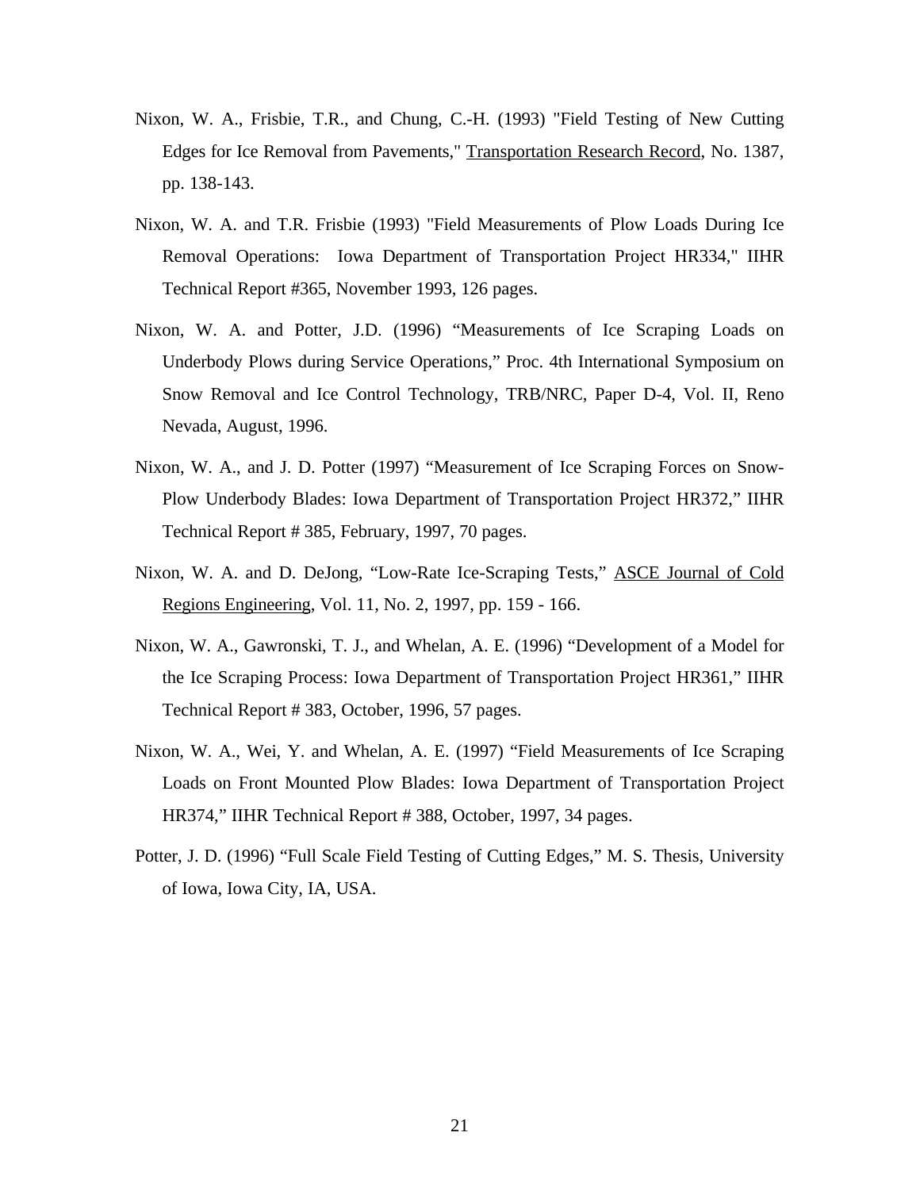Nixon, W. A., Frisbie, T.R., and Chung, C.-H. (1993) "Field Testing of New Cutting Edges for Ice Removal from Pavements," Transportation Research Record, No. 1387, pp. 138-143.

Nixon, W. A. and T.R. Frisbie (1993) "Field Measurements of Plow Loads During Ice Removal Operations: Iowa Department of Transportation Project HR334," IIHR Technical Report #365, November 1993, 126 pages.

Nixon, W. A. and Potter, J.D. (1996) “Measurements of Ice Scraping Loads on Underbody Plows during Service Operations,” Proc. 4th International Symposium on Snow Removal and Ice Control Technology, TRB/NRC, Paper D-4, Vol. II, Reno Nevada, August, 1996.

Nixon, W. A., and J. D. Potter (1997) “Measurement of Ice Scraping Forces on Snow-Plow Underbody Blades: Iowa Department of Transportation Project HR372,” IIHR Technical Report # 385, February, 1997, 70 pages.

Nixon, W. A. and D. DeJong, “Low-Rate Ice-Scraping Tests,” ASCE Journal of Cold Regions Engineering, Vol. 11, No. 2, 1997, pp. 159 - 166.

Nixon, W. A., Gawronski, T. J., and Whelan, A. E. (1996) “Development of a Model for the Ice Scraping Process: Iowa Department of Transportation Project HR361,” IIHR Technical Report # 383, October, 1996, 57 pages.

Nixon, W. A., Wei, Y. and Whelan, A. E. (1997) “Field Measurements of Ice Scraping Loads on Front Mounted Plow Blades: Iowa Department of Transportation Project HR374,” IIHR Technical Report # 388, October, 1997, 34 pages.

Potter, J. D. (1996) “Full Scale Field Testing of Cutting Edges,” M. S. Thesis, University of Iowa, Iowa City, IA, USA.